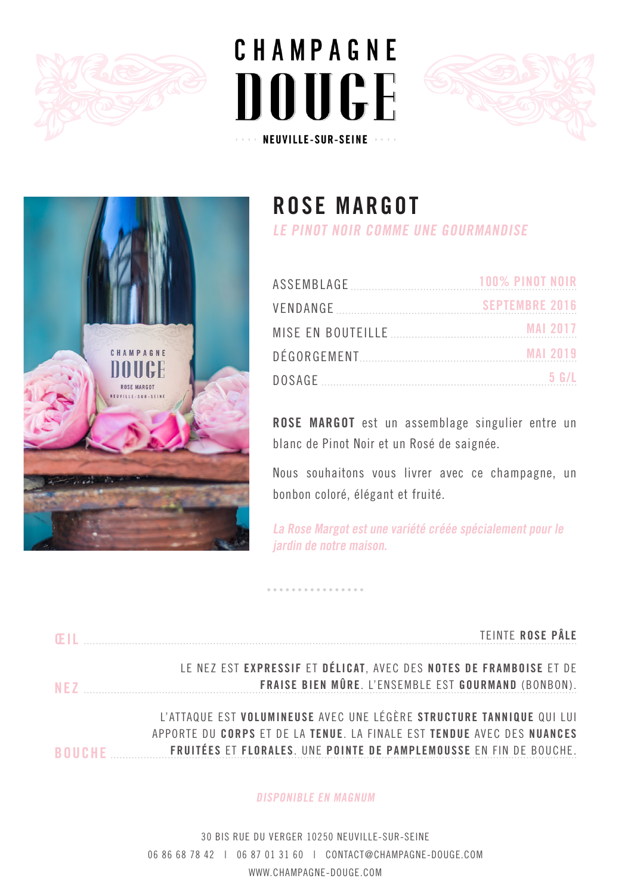# CHAMPAGNE DOUGE

NEUVILLE-SUR-SEINE

## ROSE MARGOT

*LE PINOT NOIR COMME UNE GOURMANDISE*

| | |
|---|---|
| ASSEMBLAGE | 100% PINOT NOIR |
| VENDANGE | SEPTEMBRE 2016 |
| MISE EN BOUTEILLE | MAI 2017 |
| DÉGORGEMENT | MAI 2019 |
| DOSAGE | 5 G/L |

**ROSE MARGOT** est un assemblage singulier entre un blanc de Pinot Noir et un Rosé de saignée.

Nous souhaitons vous livrer avec ce champagne, un bonbon coloré, élégant et fruité.

*La Rose Margot est une variété créée spécialement pour le jardin de notre maison.*

**ŒIL** — TEINTE **ROSE PÂLE**

**NEZ** — LE NEZ EST **EXPRESSIF** ET **DÉLICAT**, AVEC DES **NOTES DE FRAMBOISE** ET DE **FRAISE BIEN MÛRE**. L'ENSEMBLE EST **GOURMAND** (BONBON).

**BOUCHE** — L'ATTAQUE EST **VOLUMINEUSE** AVEC UNE LÉGÈRE **STRUCTURE TANNIQUE** QUI LUI APPORTE DU **CORPS** ET DE LA **TENUE**. LA FINALE EST **TENDUE** AVEC DES **NUANCES FRUITÉES** ET **FLORALES**. UNE **POINTE DE PAMPLEMOUSSE** EN FIN DE BOUCHE.

*DISPONIBLE EN MAGNUM*

30 BIS RUE DU VERGER 10250 NEUVILLE-SUR-SEINE

06 86 68 78 42 | 06 87 01 31 60 | CONTACT@CHAMPAGNE-DOUGE.COM

WWW.CHAMPAGNE-DOUGE.COM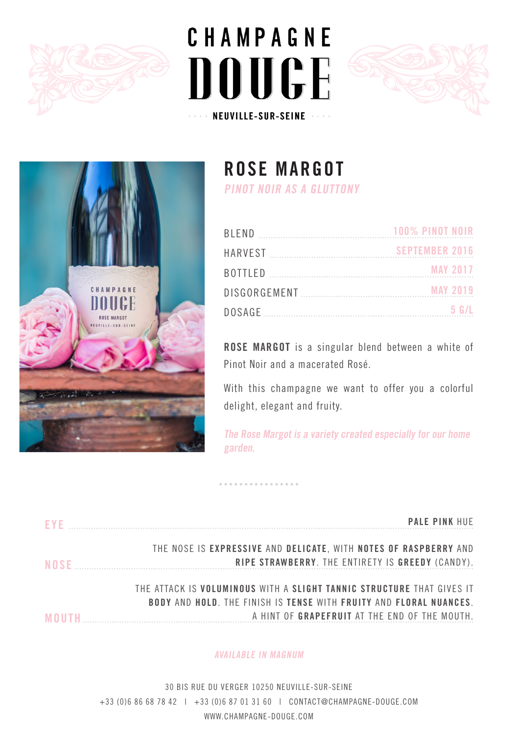# CHAMPAGNE DOUGE

NEUVILLE-SUR-SEINE

## ROSE MARGOT

*PINOT NOIR AS A GLUTTONY*

| | |
|---|---|
| BLEND | 100% PINOT NOIR |
| HARVEST | SEPTEMBER 2016 |
| BOTTLED | MAY 2017 |
| DISGORGEMENT | MAY 2019 |
| DOSAGE | 5 G/L |

**ROSE MARGOT** is a singular blend between a white of Pinot Noir and a macerated Rosé.

With this champagne we want to offer you a colorful delight, elegant and fruity.

*The Rose Margot is a variety created especially for our home garden.*

| | |
|---|---|
| EYE | **PALE PINK** HUE |
| NOSE | THE NOSE IS **EXPRESSIVE** AND **DELICATE**, WITH **NOTES OF RASPBERRY** AND **RIPE STRAWBERRY**. THE ENTIRETY IS **GREEDY** (CANDY). |
| MOUTH | THE ATTACK IS **VOLUMINOUS** WITH A **SLIGHT TANNIC STRUCTURE** THAT GIVES IT **BODY** AND **HOLD**. THE FINISH IS **TENSE** WITH **FRUITY** AND **FLORAL NUANCES**. A HINT OF **GRAPEFRUIT** AT THE END OF THE MOUTH. |

*AVAILABLE IN MAGNUM*

30 BIS RUE DU VERGER 10250 NEUVILLE-SUR-SEINE

+33 (0)6 86 68 78 42 | +33 (0)6 87 01 31 60 | CONTACT@CHAMPAGNE-DOUGE.COM

WWW.CHAMPAGNE-DOUGE.COM